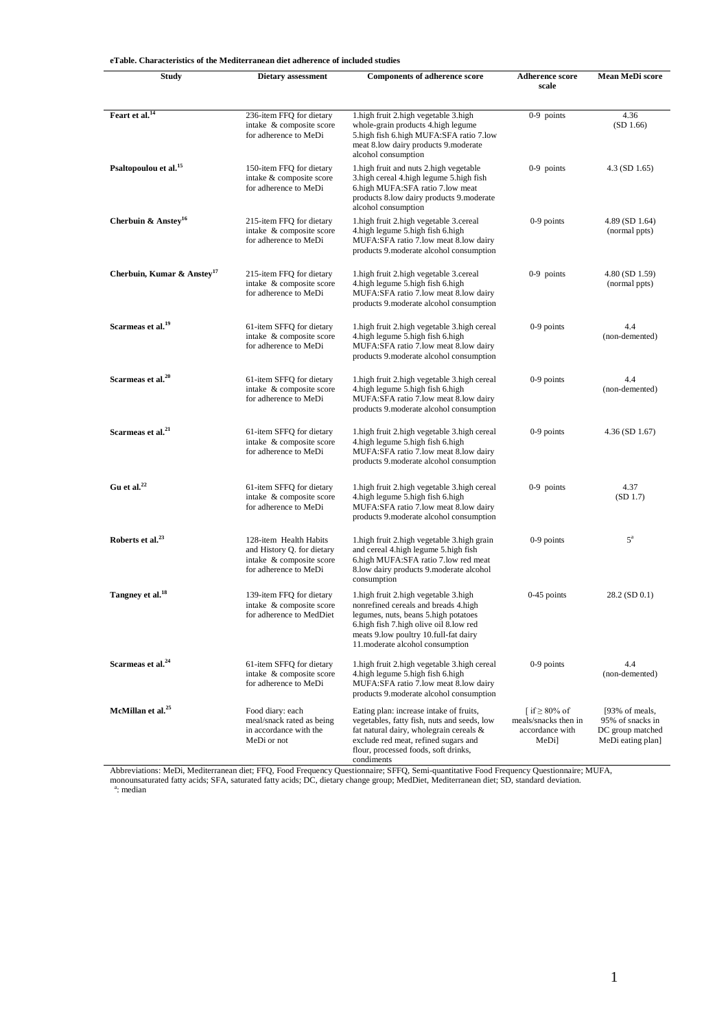**eTable. Characteristics of the Mediterranean diet adherence of included studies**

| Study | Dietary assessment | Components of adherence score | Adherence score scale | Mean MeDi score |
|---|---|---|---|---|
| **Feart et al.[14]** | 236-item FFQ for dietary intake & composite score for adherence to MeDi | 1.high fruit 2.high vegetable 3.high whole-grain products 4.high legume 5.high fish 6.high MUFA:SFA ratio 7.low meat 8.low dairy products 9.moderate alcohol consumption | 0-9 points | 4.36 (SD 1.66) |
| **Psaltopoulou et al.[15]** | 150-item FFQ for dietary intake & composite score for adherence to MeDi | 1.high fruit and nuts 2.high vegetable 3.high cereal 4.high legume 5.high fish 6.high MUFA:SFA ratio 7.low meat products 8.low dairy products 9.moderate alcohol consumption | 0-9 points | 4.3 (SD 1.65) |
| **Cherbuin & Anstey[16]** | 215-item FFQ for dietary intake & composite score for adherence to MeDi | 1.high fruit 2.high vegetable 3.cereal 4.high legume 5.high fish 6.high MUFA:SFA ratio 7.low meat 8.low dairy products 9.moderate alcohol consumption | 0-9 points | 4.89 (SD 1.64) (normal ppts) |
| **Cherbuin, Kumar & Anstey[17]** | 215-item FFQ for dietary intake & composite score for adherence to MeDi | 1.high fruit 2.high vegetable 3.cereal 4.high legume 5.high fish 6.high MUFA:SFA ratio 7.low meat 8.low dairy products 9.moderate alcohol consumption | 0-9 points | 4.80 (SD 1.59) (normal ppts) |
| **Scarmeas et al.[19]** | 61-item SFFQ for dietary intake & composite score for adherence to MeDi | 1.high fruit 2.high vegetable 3.high cereal 4.high legume 5.high fish 6.high MUFA:SFA ratio 7.low meat 8.low dairy products 9.moderate alcohol consumption | 0-9 points | 4.4 (non-demented) |
| **Scarmeas et al.[20]** | 61-item SFFQ for dietary intake & composite score for adherence to MeDi | 1.high fruit 2.high vegetable 3.high cereal 4.high legume 5.high fish 6.high MUFA:SFA ratio 7.low meat 8.low dairy products 9.moderate alcohol consumption | 0-9 points | 4.4 (non-demented) |
| **Scarmeas et al.[21]** | 61-item SFFQ for dietary intake & composite score for adherence to MeDi | 1.high fruit 2.high vegetable 3.high cereal 4.high legume 5.high fish 6.high MUFA:SFA ratio 7.low meat 8.low dairy products 9.moderate alcohol consumption | 0-9 points | 4.36 (SD 1.67) |
| **Gu et al.[22]** | 61-item SFFQ for dietary intake & composite score for adherence to MeDi | 1.high fruit 2.high vegetable 3.high cereal 4.high legume 5.high fish 6.high MUFA:SFA ratio 7.low meat 8.low dairy products 9.moderate alcohol consumption | 0-9 points | 4.37 (SD 1.7) |
| **Roberts et al.[23]** | 128-item Health Habits and History Q. for dietary intake & composite score for adherence to MeDi | 1.high fruit 2.high vegetable 3.high grain and cereal 4.high legume 5.high fish 6.high MUFA:SFA ratio 7.low red meat 8.low dairy products 9.moderate alcohol consumption | 0-9 points | 5[a] |
| **Tangney et al.[18]** | 139-item FFQ for dietary intake & composite score for adherence to MedDiet | 1.high fruit 2.high vegetable 3.high nonrefined cereals and breads 4.high legumes, nuts, beans 5.high potatoes 6.high fish 7.high olive oil 8.low red meats 9.low poultry 10.full-fat dairy 11.moderate alcohol consumption | 0-45 points | 28.2 (SD 0.1) |
| **Scarmeas et al.[24]** | 61-item SFFQ for dietary intake & composite score for adherence to MeDi | 1.high fruit 2.high vegetable 3.high cereal 4.high legume 5.high fish 6.high MUFA:SFA ratio 7.low meat 8.low dairy products 9.moderate alcohol consumption | 0-9 points | 4.4 (non-demented) |
| **McMillan et al.[25]** | Food diary: each meal/snack rated as being in accordance with the MeDi or not | Eating plan: increase intake of fruits, vegetables, fatty fish, nuts and seeds, low fat natural dairy, wholegrain cereals & exclude red meat, refined sugars and flour, processed foods, soft drinks, condiments | [ if ≥ 80% of meals/snacks then in accordance with MeDi] | [93% of meals, 95% of snacks in DC group matched MeDi eating plan] |

Abbreviations: MeDi, Mediterranean diet; FFQ, Food Frequency Questionnaire; SFFQ, Semi-quantitative Food Frequency Questionnaire; MUFA, monounsaturated fatty acids; SFA, saturated fatty acids; DC, dietary change group; MedDiet, Mediterranean diet; SD, standard deviation.

[a]: median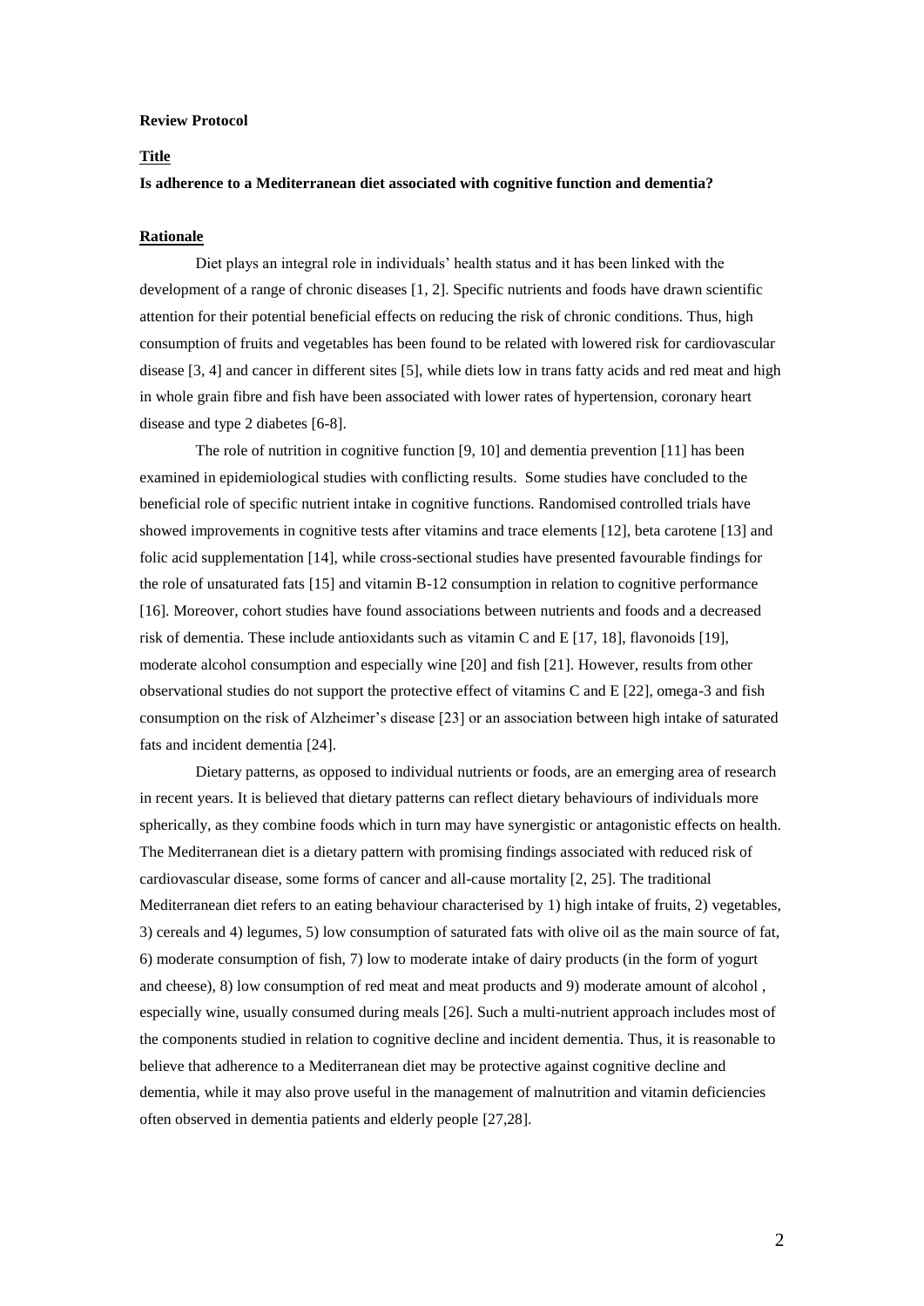**Review Protocol**

**Title**

**Is adherence to a Mediterranean diet associated with cognitive function and dementia?**

**Rationale**

Diet plays an integral role in individuals' health status and it has been linked with the development of a range of chronic diseases [1, 2]. Specific nutrients and foods have drawn scientific attention for their potential beneficial effects on reducing the risk of chronic conditions. Thus, high consumption of fruits and vegetables has been found to be related with lowered risk for cardiovascular disease [3, 4] and cancer in different sites [5], while diets low in trans fatty acids and red meat and high in whole grain fibre and fish have been associated with lower rates of hypertension, coronary heart disease and type 2 diabetes [6-8].

The role of nutrition in cognitive function [9, 10] and dementia prevention [11] has been examined in epidemiological studies with conflicting results. Some studies have concluded to the beneficial role of specific nutrient intake in cognitive functions. Randomised controlled trials have showed improvements in cognitive tests after vitamins and trace elements [12], beta carotene [13] and folic acid supplementation [14], while cross-sectional studies have presented favourable findings for the role of unsaturated fats [15] and vitamin B-12 consumption in relation to cognitive performance [16]. Moreover, cohort studies have found associations between nutrients and foods and a decreased risk of dementia. These include antioxidants such as vitamin C and E [17, 18], flavonoids [19], moderate alcohol consumption and especially wine [20] and fish [21]. However, results from other observational studies do not support the protective effect of vitamins C and E [22], omega-3 and fish consumption on the risk of Alzheimer's disease [23] or an association between high intake of saturated fats and incident dementia [24].

Dietary patterns, as opposed to individual nutrients or foods, are an emerging area of research in recent years. It is believed that dietary patterns can reflect dietary behaviours of individuals more spherically, as they combine foods which in turn may have synergistic or antagonistic effects on health. The Mediterranean diet is a dietary pattern with promising findings associated with reduced risk of cardiovascular disease, some forms of cancer and all-cause mortality [2, 25]. The traditional Mediterranean diet refers to an eating behaviour characterised by 1) high intake of fruits, 2) vegetables, 3) cereals and 4) legumes, 5) low consumption of saturated fats with olive oil as the main source of fat, 6) moderate consumption of fish, 7) low to moderate intake of dairy products (in the form of yogurt and cheese), 8) low consumption of red meat and meat products and 9) moderate amount of alcohol , especially wine, usually consumed during meals [26]. Such a multi-nutrient approach includes most of the components studied in relation to cognitive decline and incident dementia. Thus, it is reasonable to believe that adherence to a Mediterranean diet may be protective against cognitive decline and dementia, while it may also prove useful in the management of malnutrition and vitamin deficiencies often observed in dementia patients and elderly people [27,28].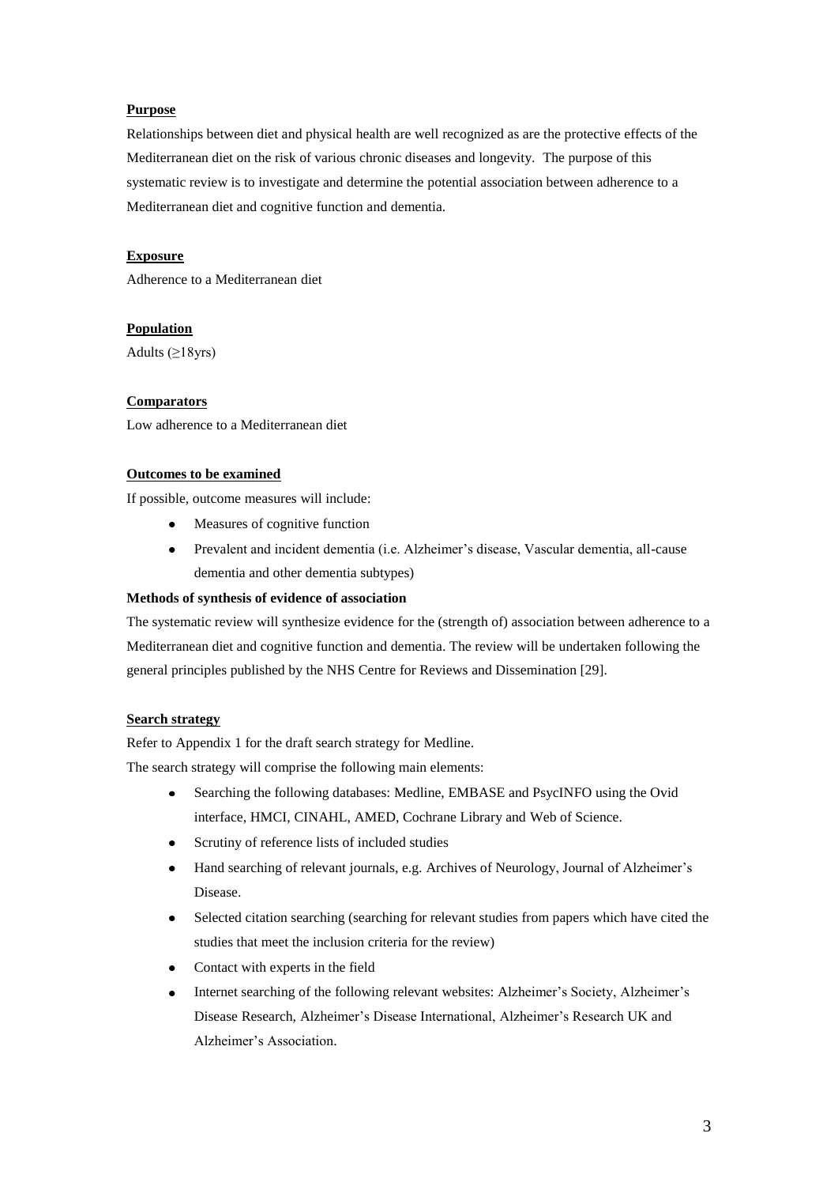**Purpose**

Relationships between diet and physical health are well recognized as are the protective effects of the Mediterranean diet on the risk of various chronic diseases and longevity. The purpose of this systematic review is to investigate and determine the potential association between adherence to a Mediterranean diet and cognitive function and dementia.

**Exposure**

Adherence to a Mediterranean diet

**Population**

Adults (≥18yrs)

**Comparators**

Low adherence to a Mediterranean diet

**Outcomes to be examined**

If possible, outcome measures will include:

- Measures of cognitive function
- Prevalent and incident dementia (i.e. Alzheimer's disease, Vascular dementia, all-cause dementia and other dementia subtypes)

**Methods of synthesis of evidence of association**

The systematic review will synthesize evidence for the (strength of) association between adherence to a Mediterranean diet and cognitive function and dementia. The review will be undertaken following the general principles published by the NHS Centre for Reviews and Dissemination [29].

**Search strategy**

Refer to Appendix 1 for the draft search strategy for Medline.

The search strategy will comprise the following main elements:

- Searching the following databases: Medline, EMBASE and PsycINFO using the Ovid interface, HMCI, CINAHL, AMED, Cochrane Library and Web of Science.
- Scrutiny of reference lists of included studies
- Hand searching of relevant journals, e.g. Archives of Neurology, Journal of Alzheimer's Disease.
- Selected citation searching (searching for relevant studies from papers which have cited the studies that meet the inclusion criteria for the review)
- Contact with experts in the field
- Internet searching of the following relevant websites: Alzheimer's Society, Alzheimer's Disease Research, Alzheimer's Disease International, Alzheimer's Research UK and Alzheimer's Association.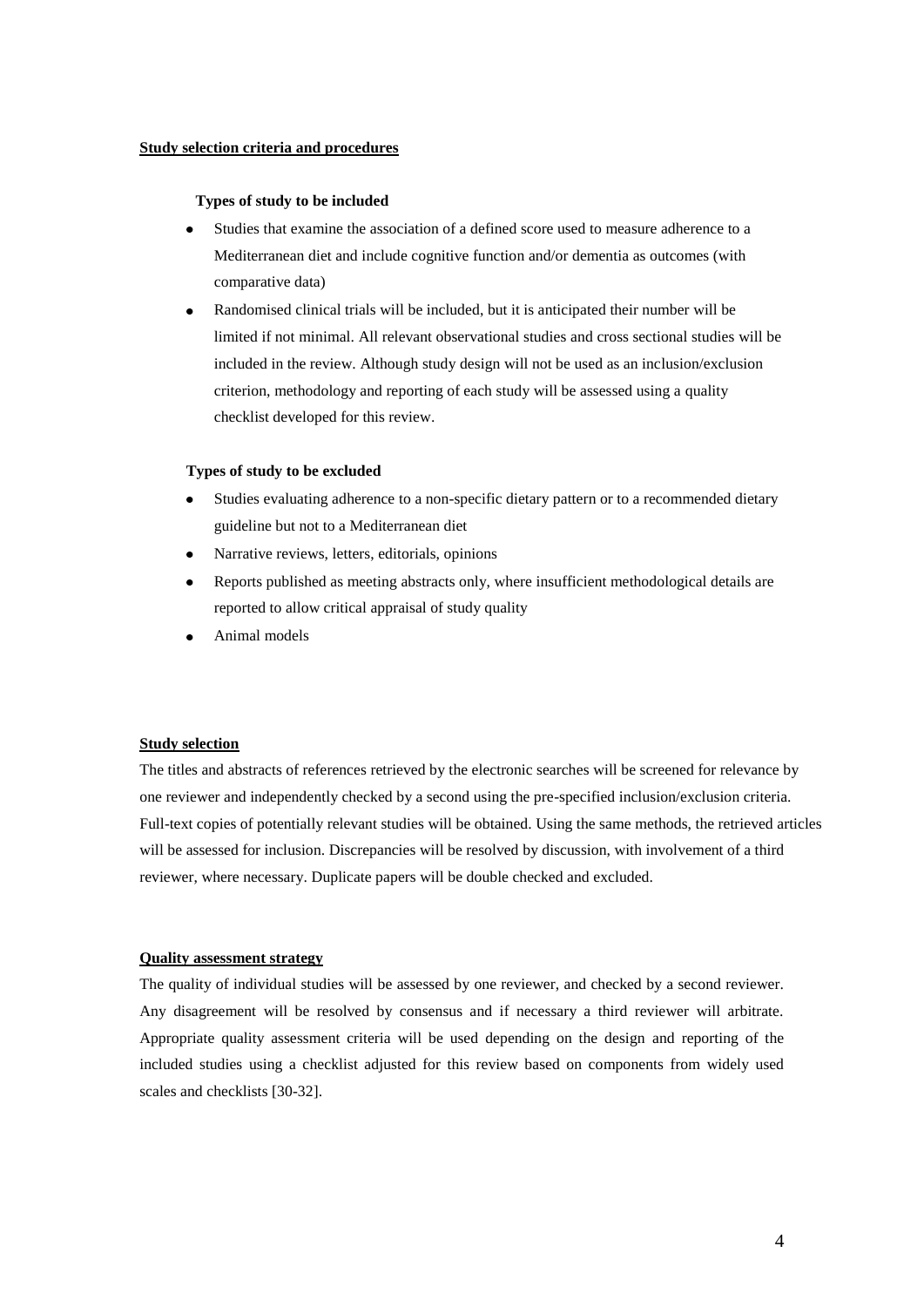## Study selection criteria and procedures

### Types of study to be included

- Studies that examine the association of a defined score used to measure adherence to a Mediterranean diet and include cognitive function and/or dementia as outcomes (with comparative data)
- Randomised clinical trials will be included, but it is anticipated their number will be limited if not minimal. All relevant observational studies and cross sectional studies will be included in the review. Although study design will not be used as an inclusion/exclusion criterion, methodology and reporting of each study will be assessed using a quality checklist developed for this review.

### Types of study to be excluded

- Studies evaluating adherence to a non-specific dietary pattern or to a recommended dietary guideline but not to a Mediterranean diet
- Narrative reviews, letters, editorials, opinions
- Reports published as meeting abstracts only, where insufficient methodological details are reported to allow critical appraisal of study quality
- Animal models

## Study selection

The titles and abstracts of references retrieved by the electronic searches will be screened for relevance by one reviewer and independently checked by a second using the pre-specified inclusion/exclusion criteria. Full-text copies of potentially relevant studies will be obtained. Using the same methods, the retrieved articles will be assessed for inclusion. Discrepancies will be resolved by discussion, with involvement of a third reviewer, where necessary. Duplicate papers will be double checked and excluded.

## Quality assessment strategy

The quality of individual studies will be assessed by one reviewer, and checked by a second reviewer. Any disagreement will be resolved by consensus and if necessary a third reviewer will arbitrate. Appropriate quality assessment criteria will be used depending on the design and reporting of the included studies using a checklist adjusted for this review based on components from widely used scales and checklists [30-32].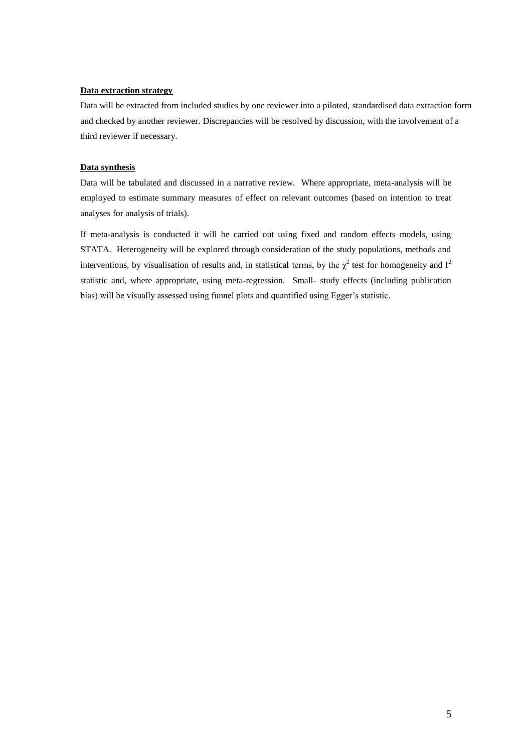### Data extraction strategy

Data will be extracted from included studies by one reviewer into a piloted, standardised data extraction form and checked by another reviewer. Discrepancies will be resolved by discussion, with the involvement of a third reviewer if necessary.

### Data synthesis

Data will be tabulated and discussed in a narrative review. Where appropriate, meta-analysis will be employed to estimate summary measures of effect on relevant outcomes (based on intention to treat analyses for analysis of trials).

If meta-analysis is conducted it will be carried out using fixed and random effects models, using STATA. Heterogeneity will be explored through consideration of the study populations, methods and interventions, by visualisation of results and, in statistical terms, by the $\chi^2$ test for homogeneity and $I^2$ statistic and, where appropriate, using meta-regression. Small- study effects (including publication bias) will be visually assessed using funnel plots and quantified using Egger's statistic.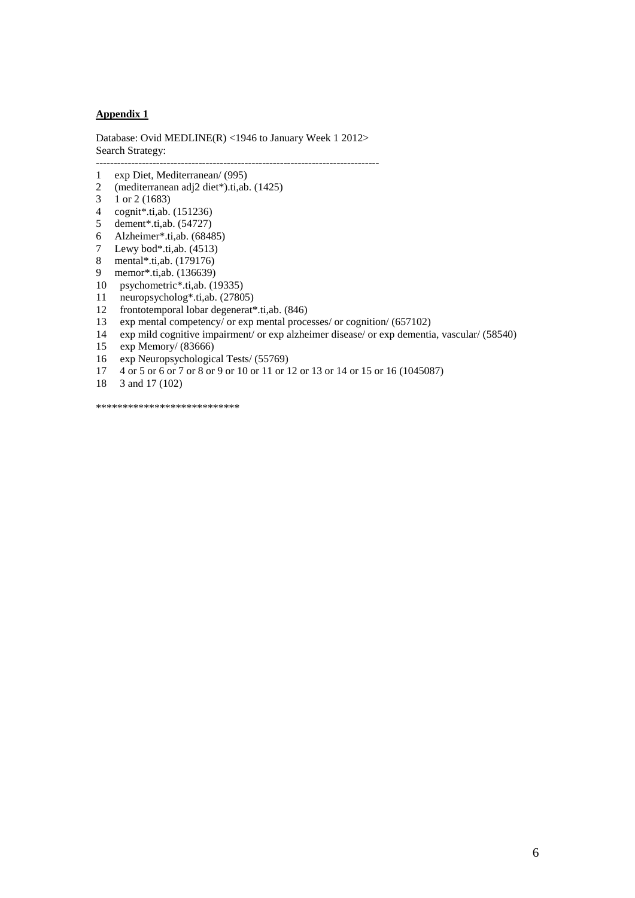**Appendix 1**

Database: Ovid MEDLINE(R) <1946 to January Week 1 2012>
Search Strategy:

--------------------------------------------------------------------------------

1 exp Diet, Mediterranean/ (995)
2 (mediterranean adj2 diet*).ti,ab. (1425)
3 1 or 2 (1683)
4 cognit*.ti,ab. (151236)
5 dement*.ti,ab. (54727)
6 Alzheimer*.ti,ab. (68485)
7 Lewy bod*.ti,ab. (4513)
8 mental*.ti,ab. (179176)
9 memor*.ti,ab. (136639)
10 psychometric*.ti,ab. (19335)
11 neuropsycholog*.ti,ab. (27805)
12 frontotemporal lobar degenerat*.ti,ab. (846)
13 exp mental competency/ or exp mental processes/ or cognition/ (657102)
14 exp mild cognitive impairment/ or exp alzheimer disease/ or exp dementia, vascular/ (58540)
15 exp Memory/ (83666)
16 exp Neuropsychological Tests/ (55769)
17 4 or 5 or 6 or 7 or 8 or 9 or 10 or 11 or 12 or 13 or 14 or 15 or 16 (1045087)
18 3 and 17 (102)

***************************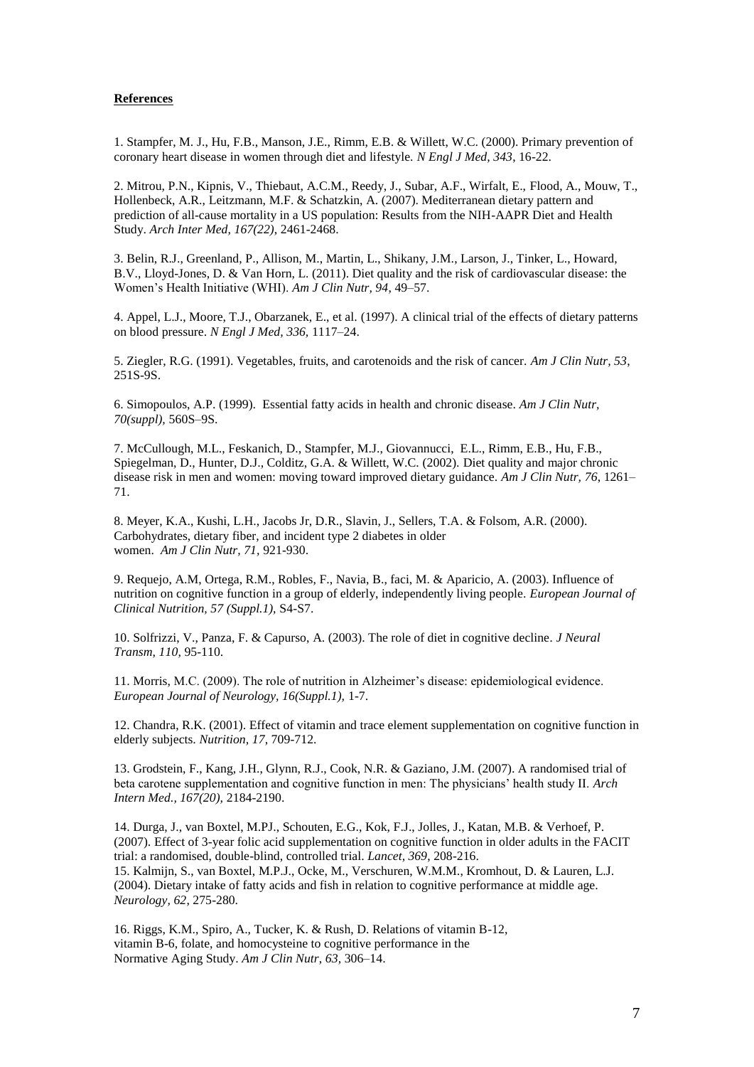**References**

1. Stampfer, M. J., Hu, F.B., Manson, J.E., Rimm, E.B. & Willett, W.C. (2000). Primary prevention of coronary heart disease in women through diet and lifestyle. *N Engl J Med, 343*, 16-22.

2. Mitrou, P.N., Kipnis, V., Thiebaut, A.C.M., Reedy, J., Subar, A.F., Wirfalt, E., Flood, A., Mouw, T., Hollenbeck, A.R., Leitzmann, M.F. & Schatzkin, A. (2007). Mediterranean dietary pattern and prediction of all-cause mortality in a US population: Results from the NIH-AAPR Diet and Health Study. *Arch Inter Med, 167(22)*, 2461-2468.

3. Belin, R.J., Greenland, P., Allison, M., Martin, L., Shikany, J.M., Larson, J., Tinker, L., Howard, B.V., Lloyd-Jones, D. & Van Horn, L. (2011). Diet quality and the risk of cardiovascular disease: the Women's Health Initiative (WHI). *Am J Clin Nutr, 94*, 49–57.

4. Appel, L.J., Moore, T.J., Obarzanek, E., et al. (1997). A clinical trial of the effects of dietary patterns on blood pressure. *N Engl J Med, 336*, 1117–24.

5. Ziegler, R.G. (1991). Vegetables, fruits, and carotenoids and the risk of cancer. *Am J Clin Nutr, 53*, 251S-9S.

6. Simopoulos, A.P. (1999). Essential fatty acids in health and chronic disease. *Am J Clin Nutr, 70(suppl)*, 560S–9S.

7. McCullough, M.L., Feskanich, D., Stampfer, M.J., Giovannucci, E.L., Rimm, E.B., Hu, F.B., Spiegelman, D., Hunter, D.J., Colditz, G.A. & Willett, W.C. (2002). Diet quality and major chronic disease risk in men and women: moving toward improved dietary guidance. *Am J Clin Nutr, 76*, 1261–71.

8. Meyer, K.A., Kushi, L.H., Jacobs Jr, D.R., Slavin, J., Sellers, T.A. & Folsom, A.R. (2000). Carbohydrates, dietary fiber, and incident type 2 diabetes in older women. *Am J Clin Nutr, 71*, 921-930.

9. Requejo, A.M, Ortega, R.M., Robles, F., Navia, B., faci, M. & Aparicio, A. (2003). Influence of nutrition on cognitive function in a group of elderly, independently living people. *European Journal of Clinical Nutrition, 57 (Suppl.1)*, S4-S7.

10. Solfrizzi, V., Panza, F. & Capurso, A. (2003). The role of diet in cognitive decline. *J Neural Transm, 110*, 95-110.

11. Morris, M.C. (2009). The role of nutrition in Alzheimer's disease: epidemiological evidence. *European Journal of Neurology, 16(Suppl.1)*, 1-7.

12. Chandra, R.K. (2001). Effect of vitamin and trace element supplementation on cognitive function in elderly subjects. *Nutrition, 17*, 709-712.

13. Grodstein, F., Kang, J.H., Glynn, R.J., Cook, N.R. & Gaziano, J.M. (2007). A randomised trial of beta carotene supplementation and cognitive function in men: The physicians' health study II. *Arch Intern Med., 167(20)*, 2184-2190.

14. Durga, J., van Boxtel, M.PJ., Schouten, E.G., Kok, F.J., Jolles, J., Katan, M.B. & Verhoef, P. (2007). Effect of 3-year folic acid supplementation on cognitive function in older adults in the FACIT trial: a randomised, double-blind, controlled trial. *Lancet, 369*, 208-216.

15. Kalmijn, S., van Boxtel, M.P.J., Ocke, M., Verschuren, W.M.M., Kromhout, D. & Lauren, L.J. (2004). Dietary intake of fatty acids and fish in relation to cognitive performance at middle age. *Neurology, 62*, 275-280.

16. Riggs, K.M., Spiro, A., Tucker, K. & Rush, D. Relations of vitamin B-12, vitamin B-6, folate, and homocysteine to cognitive performance in the Normative Aging Study. *Am J Clin Nutr, 63*, 306–14.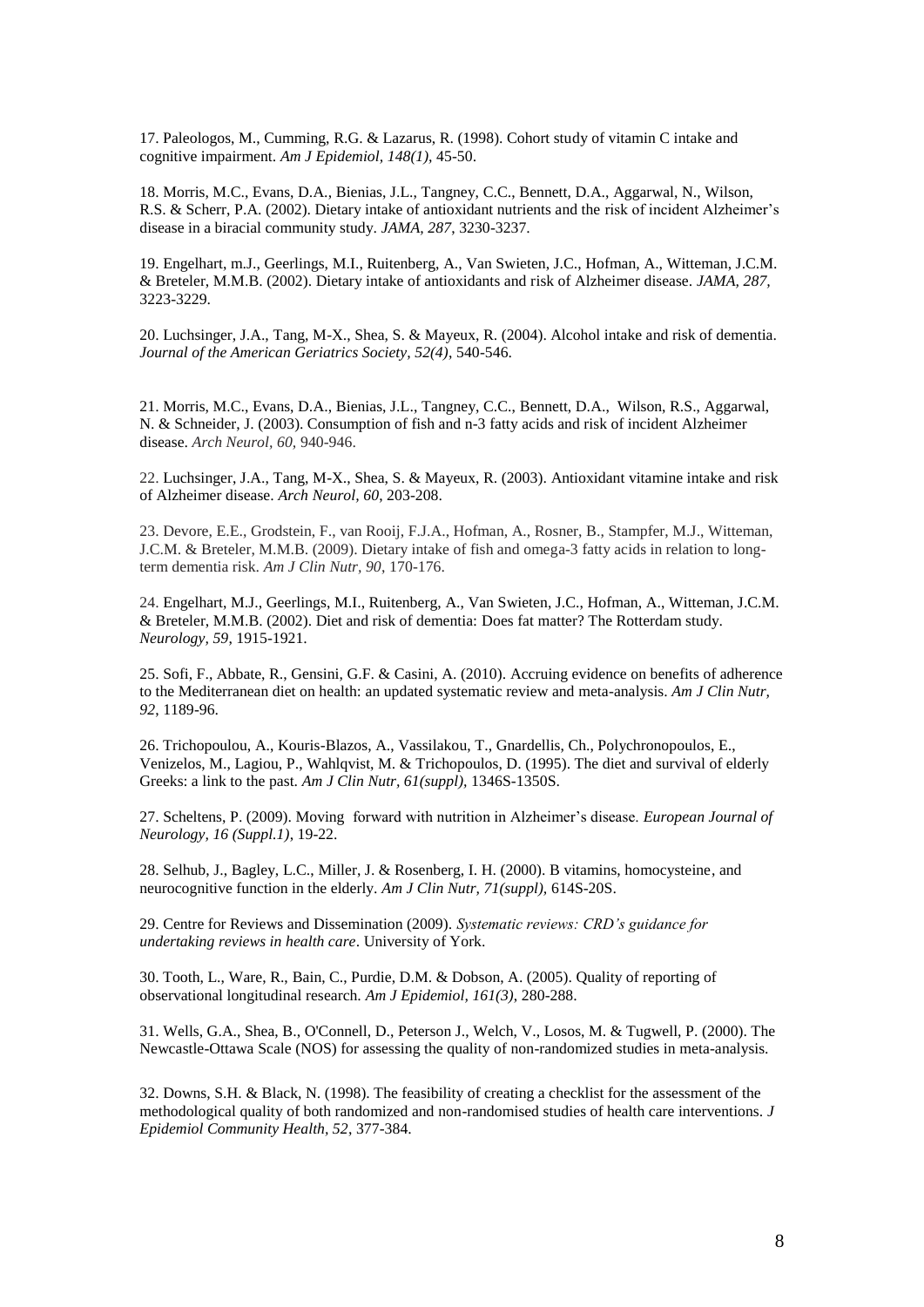17. Paleologos, M., Cumming, R.G. & Lazarus, R. (1998). Cohort study of vitamin C intake and cognitive impairment. *Am J Epidemiol, 148(1),* 45-50.

18. Morris, M.C., Evans, D.A., Bienias, J.L., Tangney, C.C., Bennett, D.A., Aggarwal, N., Wilson, R.S. & Scherr, P.A. (2002). Dietary intake of antioxidant nutrients and the risk of incident Alzheimer's disease in a biracial community study. *JAMA, 287*, 3230-3237.

19. Engelhart, m.J., Geerlings, M.I., Ruitenberg, A., Van Swieten, J.C., Hofman, A., Witteman, J.C.M. & Breteler, M.M.B. (2002). Dietary intake of antioxidants and risk of Alzheimer disease. *JAMA, 287,* 3223-3229.

20. Luchsinger, J.A., Tang, M-X., Shea, S. & Mayeux, R. (2004). Alcohol intake and risk of dementia. *Journal of the American Geriatrics Society, 52(4)*, 540-546.

21. Morris, M.C., Evans, D.A., Bienias, J.L., Tangney, C.C., Bennett, D.A., Wilson, R.S., Aggarwal, N. & Schneider, J. (2003). Consumption of fish and n-3 fatty acids and risk of incident Alzheimer disease. *Arch Neurol, 60,* 940-946.

22. Luchsinger, J.A., Tang, M-X., Shea, S. & Mayeux, R. (2003). Antioxidant vitamine intake and risk of Alzheimer disease. *Arch Neurol, 60*, 203-208.

23. Devore, E.E., Grodstein, F., van Rooij, F.J.A., Hofman, A., Rosner, B., Stampfer, M.J., Witteman, J.C.M. & Breteler, M.M.B. (2009). Dietary intake of fish and omega-3 fatty acids in relation to long-term dementia risk. *Am J Clin Nutr, 90,* 170-176.

24. Engelhart, M.J., Geerlings, M.I., Ruitenberg, A., Van Swieten, J.C., Hofman, A., Witteman, J.C.M. & Breteler, M.M.B. (2002). Diet and risk of dementia: Does fat matter? The Rotterdam study. *Neurology, 59*, 1915-1921.

25. Sofi, F., Abbate, R., Gensini, G.F. & Casini, A. (2010). Accruing evidence on benefits of adherence to the Mediterranean diet on health: an updated systematic review and meta-analysis. *Am J Clin Nutr, 92*, 1189-96.

26. Trichopoulou, A., Kouris-Blazos, A., Vassilakou, T., Gnardellis, Ch., Polychronopoulos, E., Venizelos, M., Lagiou, P., Wahlqvist, M. & Trichopoulos, D. (1995). The diet and survival of elderly Greeks: a link to the past. *Am J Clin Nutr, 61(suppl),* 1346S-1350S.

27. Scheltens, P. (2009). Moving forward with nutrition in Alzheimer's disease. *European Journal of Neurology, 16 (Suppl.1)*, 19-22.

28. Selhub, J., Bagley, L.C., Miller, J. & Rosenberg, I. H. (2000). B vitamins, homocysteine, and neurocognitive function in the elderly. *Am J Clin Nutr, 71(suppl),* 614S-20S.

29. Centre for Reviews and Dissemination (2009). *Systematic reviews: CRD's guidance for undertaking reviews in health care*. University of York.

30. Tooth, L., Ware, R., Bain, C., Purdie, D.M. & Dobson, A. (2005). Quality of reporting of observational longitudinal research. *Am J Epidemiol, 161(3)*, 280-288.

31. Wells, G.A., Shea, B., O'Connell, D., Peterson J., Welch, V., Losos, M. & Tugwell, P. (2000). The Newcastle-Ottawa Scale (NOS) for assessing the quality of non-randomized studies in meta-analysis.

32. Downs, S.H. & Black, N. (1998). The feasibility of creating a checklist for the assessment of the methodological quality of both randomized and non-randomised studies of health care interventions. *J Epidemiol Community Health, 52*, 377-384.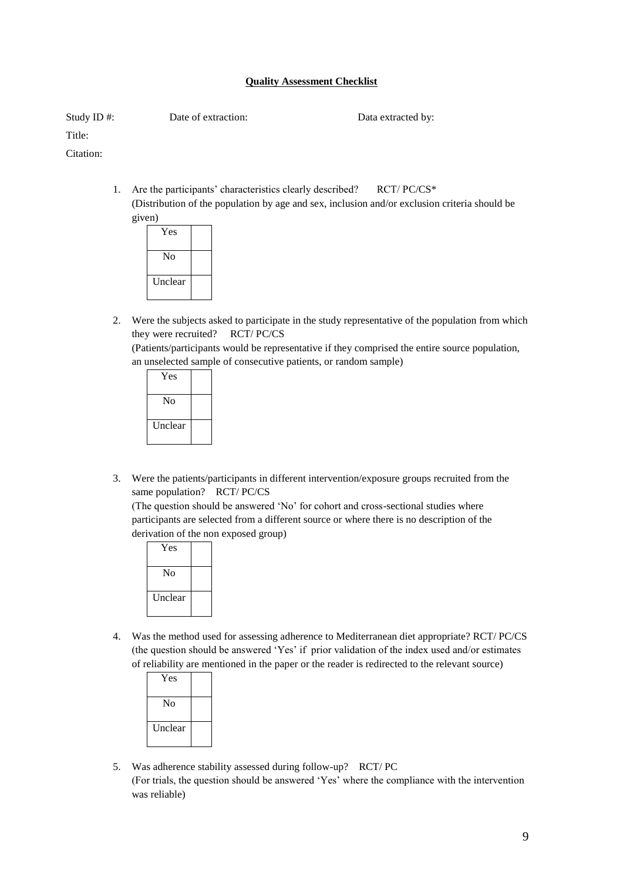**Quality Assessment Checklist**

Study ID #: Date of extraction: Data extracted by:

Title:

Citation:

1. Are the participants' characteristics clearly described? RCT/ PC/CS*
   (Distribution of the population by age and sex, inclusion and/or exclusion criteria should be given)

| Yes | |
|---|---|
| No | |
| Unclear | |

2. Were the subjects asked to participate in the study representative of the population from which they were recruited? RCT/ PC/CS
   (Patients/participants would be representative if they comprised the entire source population, an unselected sample of consecutive patients, or random sample)

| Yes | |
|---|---|
| No | |
| Unclear | |

3. Were the patients/participants in different intervention/exposure groups recruited from the same population? RCT/ PC/CS
   (The question should be answered 'No' for cohort and cross-sectional studies where participants are selected from a different source or where there is no description of the derivation of the non exposed group)

| Yes | |
|---|---|
| No | |
| Unclear | |

4. Was the method used for assessing adherence to Mediterranean diet appropriate? RCT/ PC/CS
   (the question should be answered 'Yes' if prior validation of the index used and/or estimates of reliability are mentioned in the paper or the reader is redirected to the relevant source)

| Yes | |
|---|---|
| No | |
| Unclear | |

5. Was adherence stability assessed during follow-up? RCT/ PC
   (For trials, the question should be answered 'Yes' where the compliance with the intervention was reliable)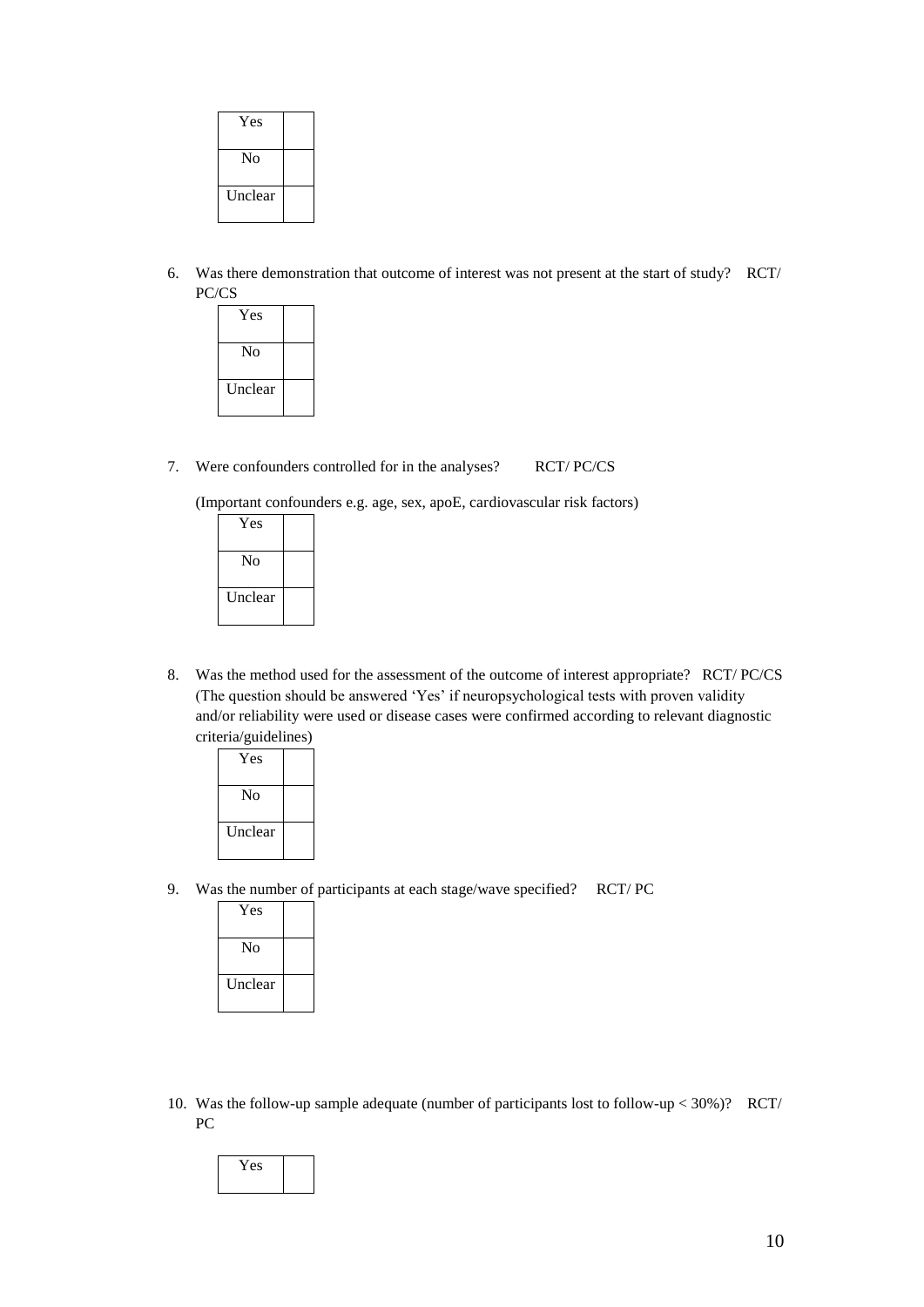| Yes | |
|---|---|
| No | |
| Unclear | |

6. Was there demonstration that outcome of interest was not present at the start of study? RCT/ PC/CS

| Yes | |
|---|---|
| No | |
| Unclear | |

7. Were confounders controlled for in the analyses? RCT/ PC/CS

   (Important confounders e.g. age, sex, apoE, cardiovascular risk factors)

| Yes | |
|---|---|
| No | |
| Unclear | |

8. Was the method used for the assessment of the outcome of interest appropriate? RCT/ PC/CS (The question should be answered 'Yes' if neuropsychological tests with proven validity and/or reliability were used or disease cases were confirmed according to relevant diagnostic criteria/guidelines)

| Yes | |
|---|---|
| No | |
| Unclear | |

9. Was the number of participants at each stage/wave specified? RCT/ PC

| Yes | |
|---|---|
| No | |
| Unclear | |

10. Was the follow-up sample adequate (number of participants lost to follow-up < 30%)? RCT/ PC

| Yes | |
|---|---|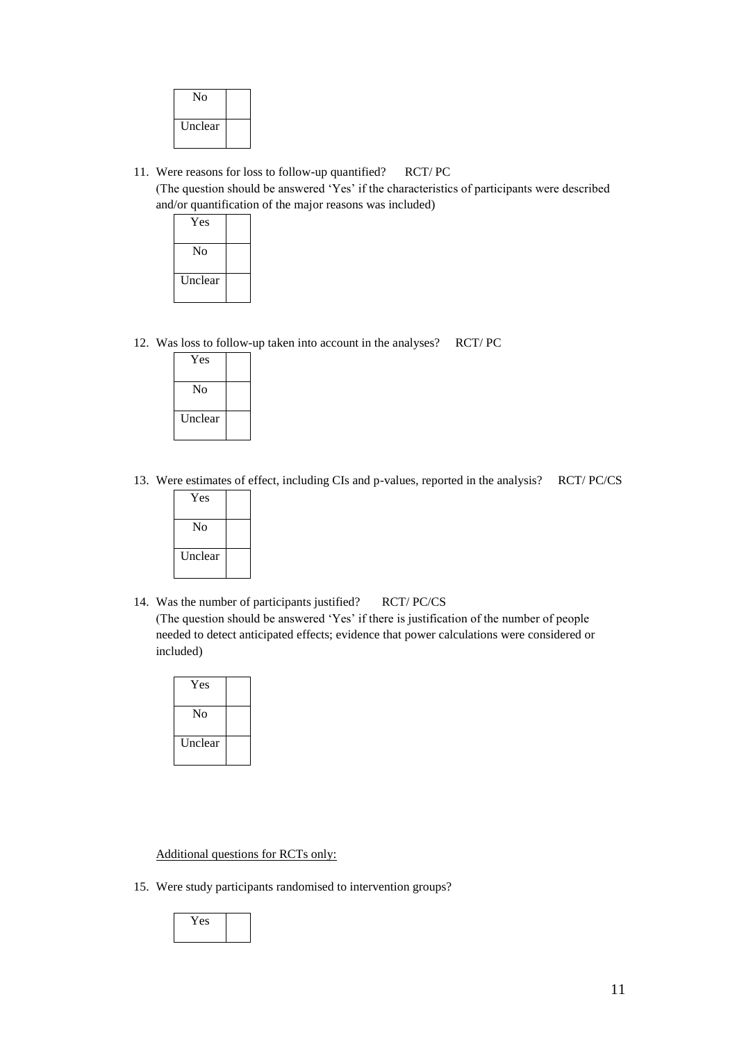| No | |
|---|---|
| Unclear | |

11. Were reasons for loss to follow-up quantified? RCT/ PC
(The question should be answered 'Yes' if the characteristics of participants were described and/or quantification of the major reasons was included)

| Yes | |
|---|---|
| No | |
| Unclear | |

12. Was loss to follow-up taken into account in the analyses? RCT/ PC

| Yes | |
|---|---|
| No | |
| Unclear | |

13. Were estimates of effect, including CIs and p-values, reported in the analysis? RCT/ PC/CS

| Yes | |
|---|---|
| No | |
| Unclear | |

14. Was the number of participants justified? RCT/ PC/CS
(The question should be answered 'Yes' if there is justification of the number of people needed to detect anticipated effects; evidence that power calculations were considered or included)

| Yes | |
|---|---|
| No | |
| Unclear | |

Additional questions for RCTs only:

15. Were study participants randomised to intervention groups?

| Yes | |
|---|---|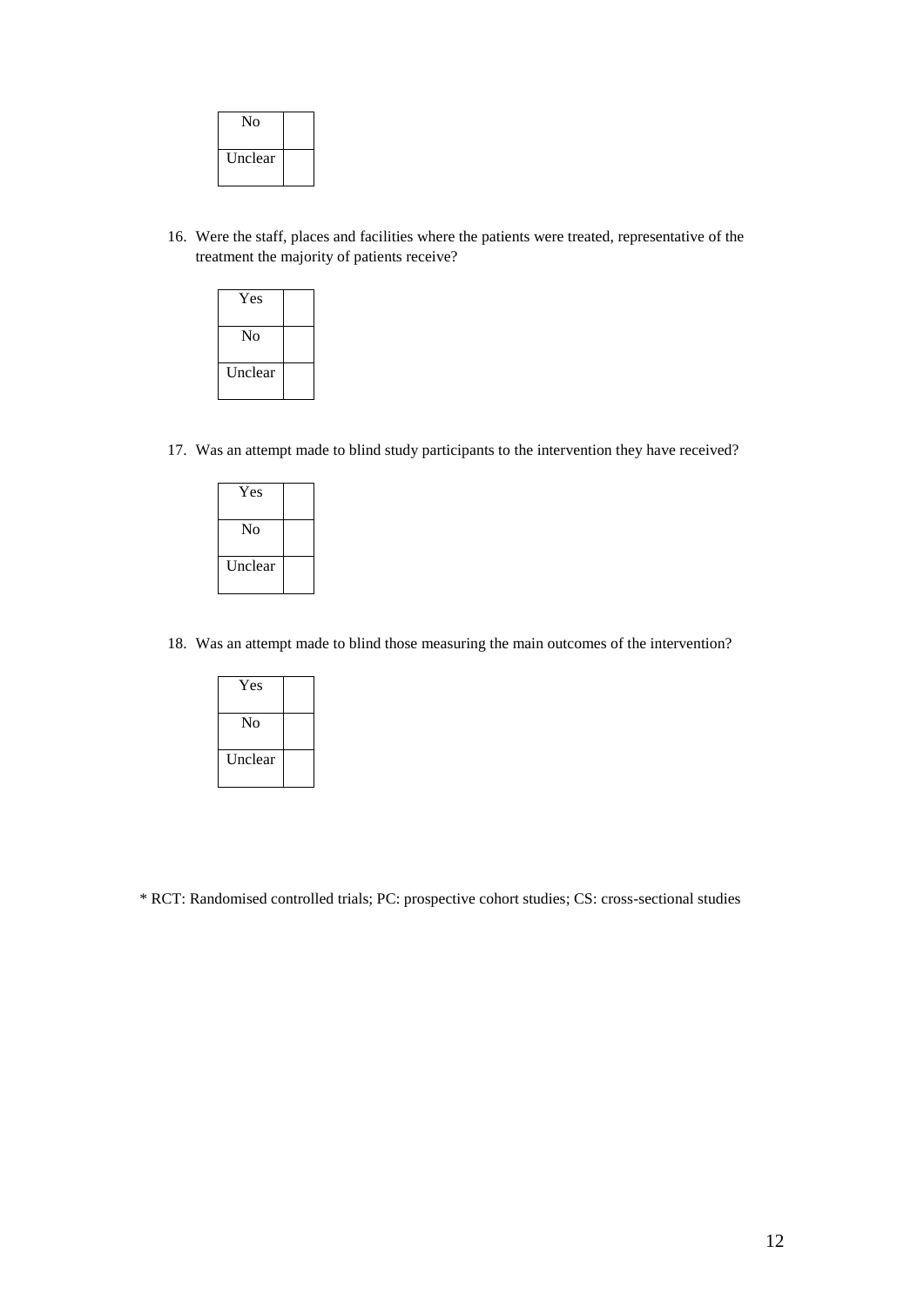| | |
|---|---|
| No | |
| Unclear | |

16. Were the staff, places and facilities where the patients were treated, representative of the treatment the majority of patients receive?

| | |
|---|---|
| Yes | |
| No | |
| Unclear | |

17. Was an attempt made to blind study participants to the intervention they have received?

| | |
|---|---|
| Yes | |
| No | |
| Unclear | |

18. Was an attempt made to blind those measuring the main outcomes of the intervention?

| | |
|---|---|
| Yes | |
| No | |
| Unclear | |

* RCT: Randomised controlled trials; PC: prospective cohort studies; CS: cross-sectional studies